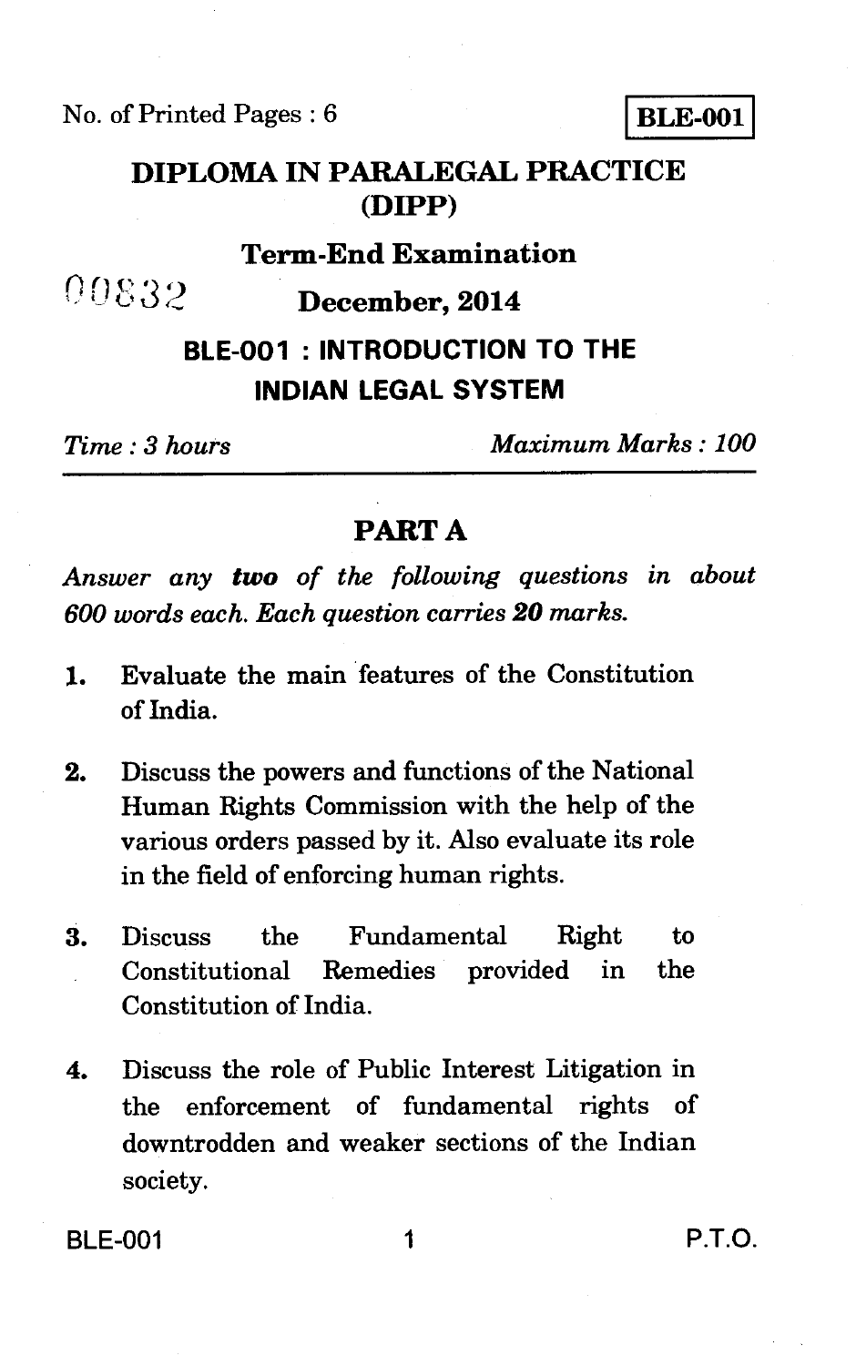No. of Printed Pages : 6

**BLE-001**

# DIPLOMA IN PARALEGAL PRACTICE (DIPP)

## Term-End Examination

00832

## December, 2014

## BLE-001 : INTRODUCTION TO THE INDIAN LEGAL SYSTEM

*Time : 3 hours* *Maximum Marks : 100*

## PART A

*Answer any **two** of the following questions in about 600 words each. Each question carries **20** marks.*

1. Evaluate the main features of the Constitution of India.

2. Discuss the powers and functions of the National Human Rights Commission with the help of the various orders passed by it. Also evaluate its role in the field of enforcing human rights.

3. Discuss the Fundamental Right to Constitutional Remedies provided in the Constitution of India.

4. Discuss the role of Public Interest Litigation in the enforcement of fundamental rights of downtrodden and weaker sections of the Indian society.

P.T.O.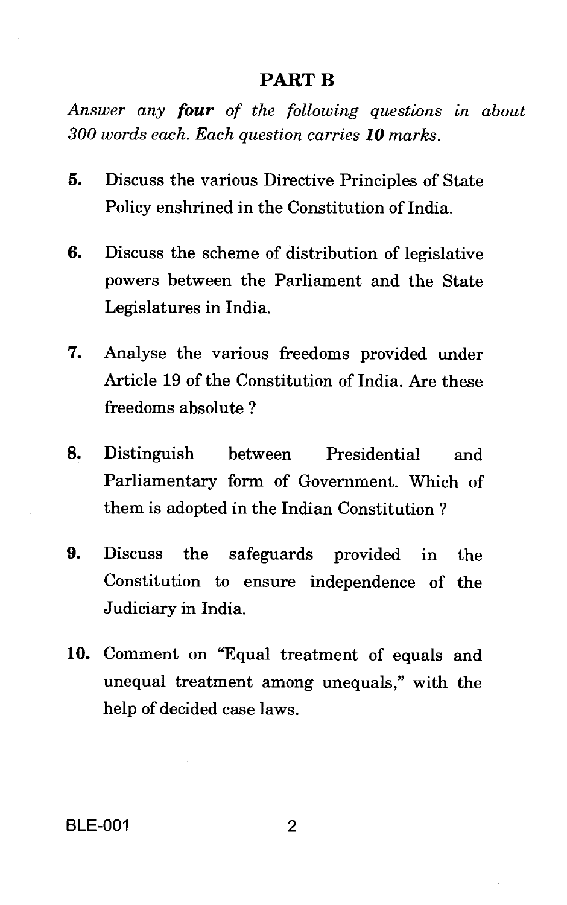## PART B

*Answer any **four** of the following questions in about 300 words each. Each question carries **10** marks.*

**5.** Discuss the various Directive Principles of State Policy enshrined in the Constitution of India.

**6.** Discuss the scheme of distribution of legislative powers between the Parliament and the State Legislatures in India.

**7.** Analyse the various freedoms provided under Article 19 of the Constitution of India. Are these freedoms absolute ?

**8.** Distinguish between Presidential and Parliamentary form of Government. Which of them is adopted in the Indian Constitution ?

**9.** Discuss the safeguards provided in the Constitution to ensure independence of the Judiciary in India.

**10.** Comment on "Equal treatment of equals and unequal treatment among unequals," with the help of decided case laws.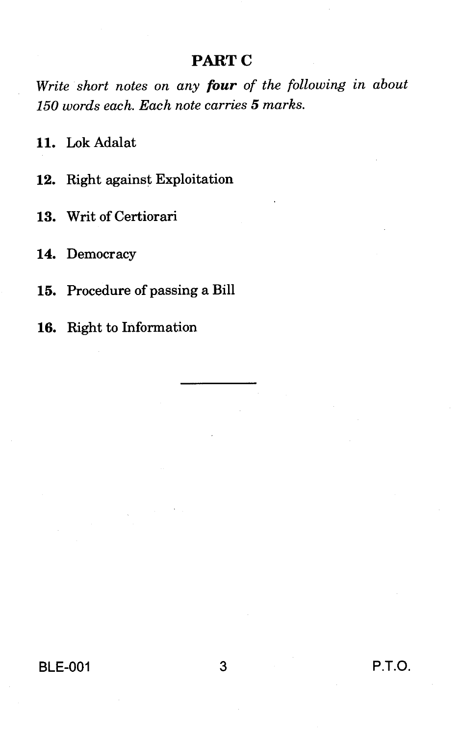## PART C

*Write short notes on any **four** of the following in about 150 words each. Each note carries **5** marks.*

**11.** Lok Adalat

**12.** Right against Exploitation

**13.** Writ of Certiorari

**14.** Democracy

**15.** Procedure of passing a Bill

**16.** Right to Information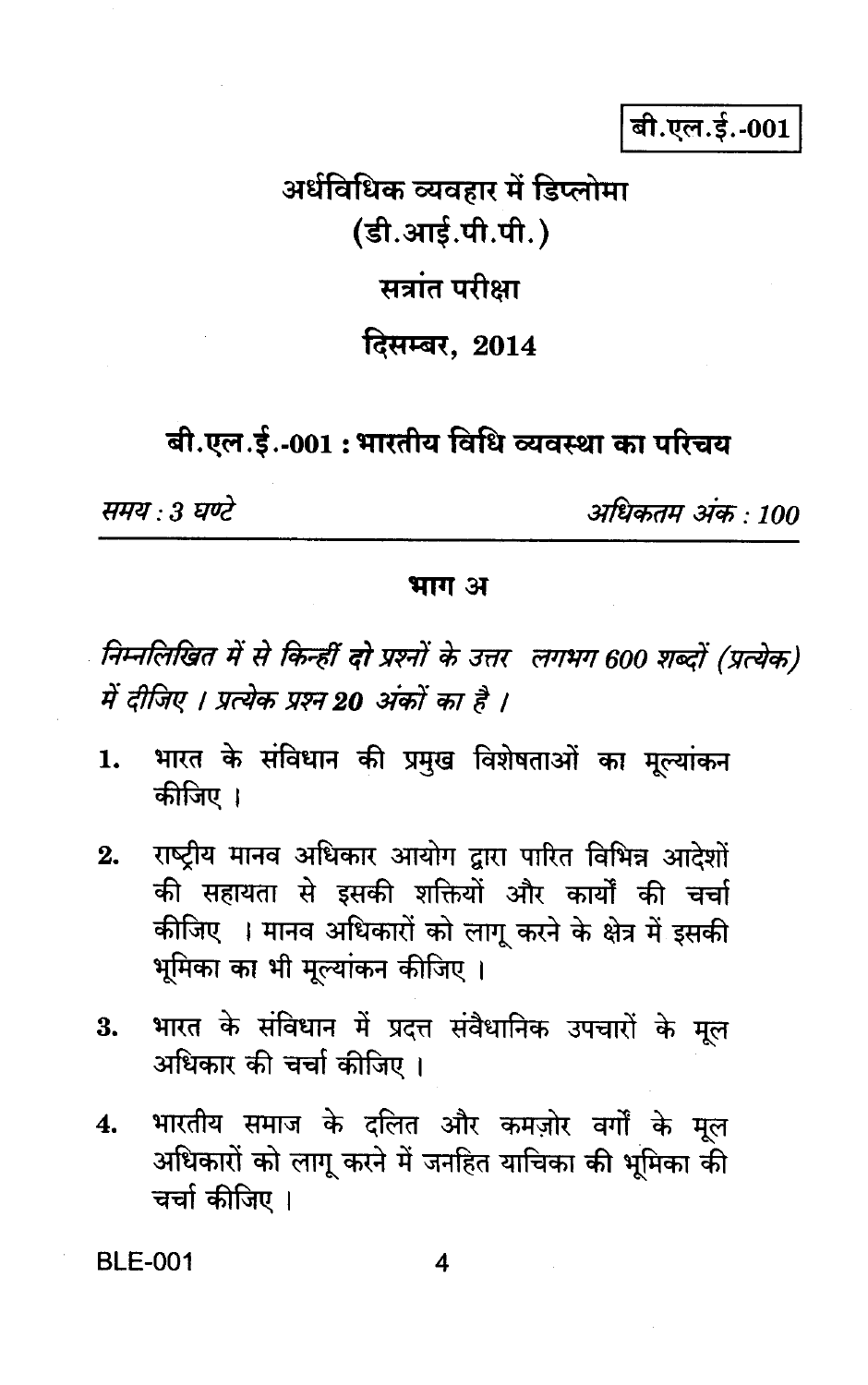बी.एल.ई.-001

# अर्धविधिक व्यवहार में डिप्लोमा
## (डी.आई.पी.पी.)
## सत्रांत परीक्षा
## दिसम्बर, 2014

## बी.एल.ई.-001 : भारतीय विधि व्यवस्था का परिचय

*समय : 3 घण्टे* *अधिकतम अंक : 100*

### भाग अ

*निम्नलिखित में से किन्हीं **दो** प्रश्नों के उत्तर लगभग 600 शब्दों (प्रत्येक) में दीजिए । प्रत्येक प्रश्न **20** अंकों का है ।*

1. भारत के संविधान की प्रमुख विशेषताओं का मूल्यांकन कीजिए ।

2. राष्ट्रीय मानव अधिकार आयोग द्वारा पारित विभिन्न आदेशों की सहायता से इसकी शक्तियों और कार्यों की चर्चा कीजिए । मानव अधिकारों को लागू करने के क्षेत्र में इसकी भूमिका का भी मूल्यांकन कीजिए ।

3. भारत के संविधान में प्रदत्त संवैधानिक उपचारों के मूल अधिकार की चर्चा कीजिए ।

4. भारतीय समाज के दलित और कमज़ोर वर्गों के मूल अधिकारों को लागू करने में जनहित याचिका की भूमिका की चर्चा कीजिए ।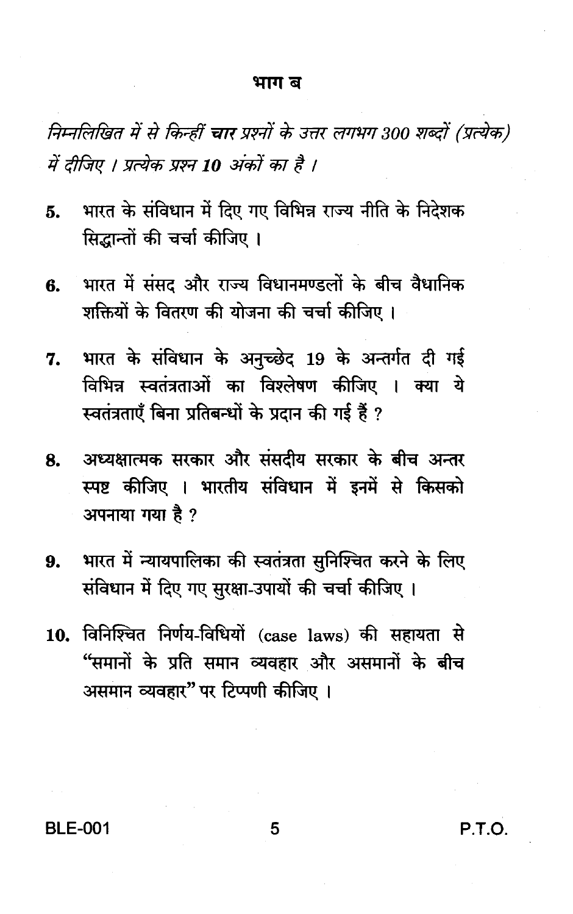## भाग ब

*निम्नलिखित में से किन्हीं* ***चार*** *प्रश्नों के उत्तर लगभग 300 शब्दों (प्रत्येक) में दीजिए । प्रत्येक प्रश्न* ***10*** *अंकों का है ।*

5. भारत के संविधान में दिए गए विभिन्न राज्य नीति के निदेशक सिद्धान्तों की चर्चा कीजिए ।

6. भारत में संसद और राज्य विधानमण्डलों के बीच वैधानिक शक्तियों के वितरण की योजना की चर्चा कीजिए ।

7. भारत के संविधान के अनुच्छेद 19 के अन्तर्गत दी गई विभिन्न स्वतंत्रताओं का विश्लेषण कीजिए । क्या ये स्वतंत्रताएँ बिना प्रतिबन्धों के प्रदान की गई हैं ?

8. अध्यक्षात्मक सरकार और संसदीय सरकार के बीच अन्तर स्पष्ट कीजिए । भारतीय संविधान में इनमें से किसको अपनाया गया है ?

9. भारत में न्यायपालिका की स्वतंत्रता सुनिश्चित करने के लिए संविधान में दिए गए सुरक्षा-उपायों की चर्चा कीजिए ।

10. विनिश्चित निर्णय-विधियों (case laws) की सहायता से "समानों के प्रति समान व्यवहार और असमानों के बीच असमान व्यवहार" पर टिप्पणी कीजिए ।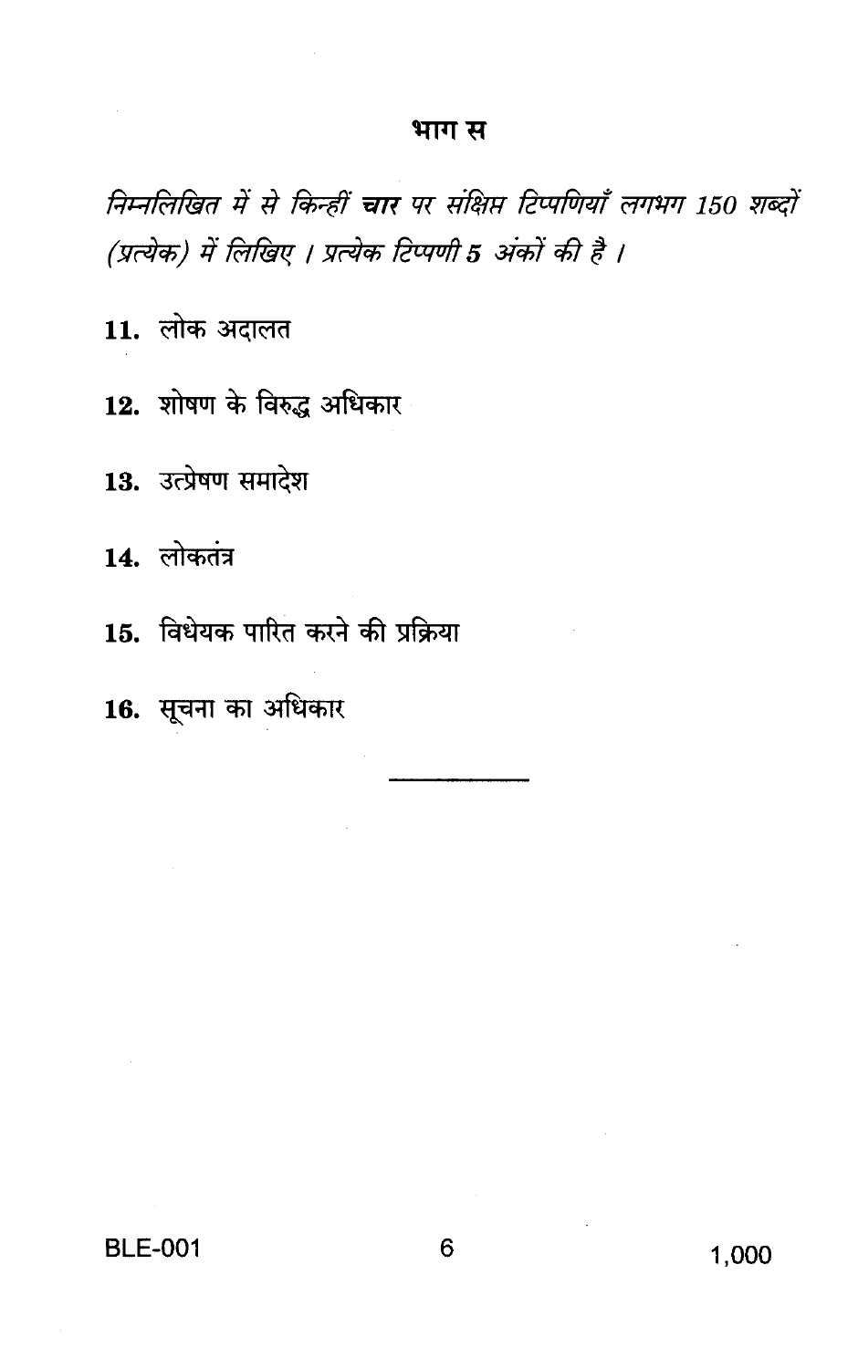## भाग स

*निम्नलिखित में से किन्हीं **चार** पर संक्षिप्त टिप्पणियाँ लगभग 150 शब्दों (प्रत्येक) में लिखिए । प्रत्येक टिप्पणी **5** अंकों की है ।*

**11.** लोक अदालत

**12.** शोषण के विरुद्ध अधिकार

**13.** उत्प्रेषण समादेश

**14.** लोकतंत्र

**15.** विधेयक पारित करने की प्रक्रिया

**16.** सूचना का अधिकार

BLE-001

1,000